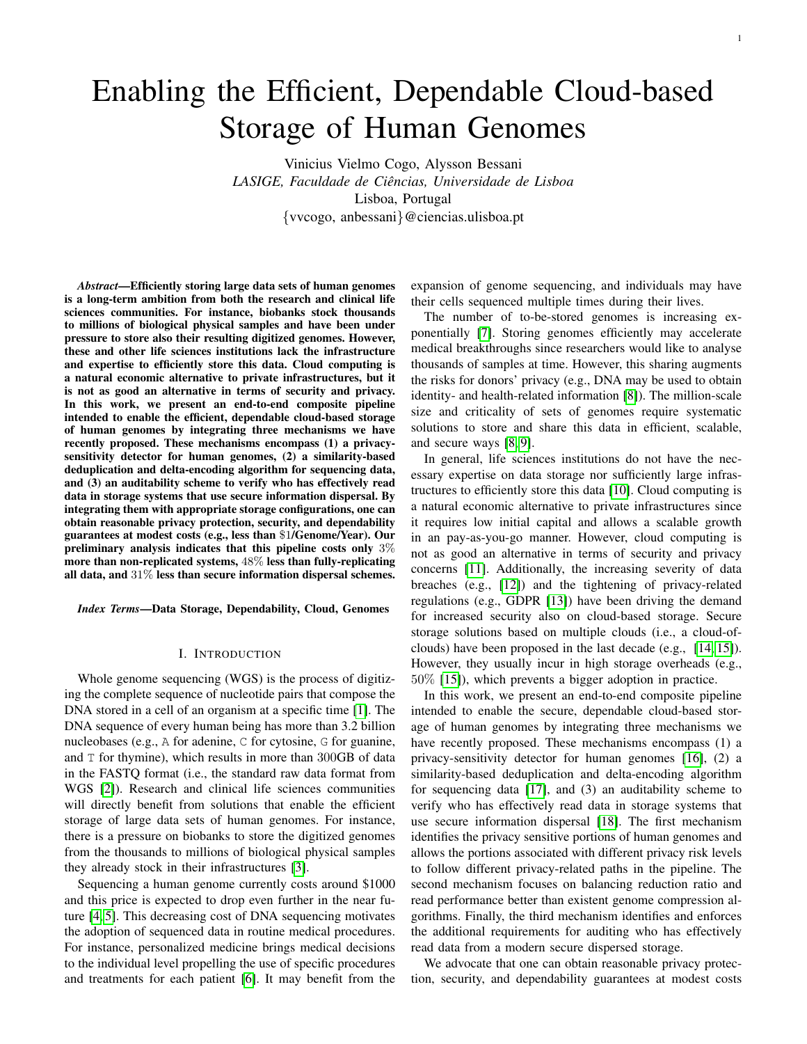# Enabling the Efficient, Dependable Cloud-based Storage of Human Genomes

Vinicius Vielmo Cogo, Alysson Bessani
*LASIGE, Faculdade de Ciências, Universidade de Lisboa*
Lisboa, Portugal
{vvcogo, anbessani}@ciencias.ulisboa.pt

***Abstract*—Efficiently storing large data sets of human genomes is a long-term ambition from both the research and clinical life sciences communities. For instance, biobanks stock thousands to millions of biological physical samples and have been under pressure to store also their resulting digitized genomes. However, these and other life sciences institutions lack the infrastructure and expertise to efficiently store this data. Cloud computing is a natural economic alternative to private infrastructures, but it is not as good an alternative in terms of security and privacy. In this work, we present an end-to-end composite pipeline intended to enable the efficient, dependable cloud-based storage of human genomes by integrating three mechanisms we have recently proposed. These mechanisms encompass (1) a privacy-sensitivity detector for human genomes, (2) a similarity-based deduplication and delta-encoding algorithm for sequencing data, and (3) an auditability scheme to verify who has effectively read data in storage systems that use secure information dispersal. By integrating them with appropriate storage configurations, one can obtain reasonable privacy protection, security, and dependability guarantees at modest costs (e.g., less than $1/Genome/Year). Our preliminary analysis indicates that this pipeline costs only 3% more than non-replicated systems, 48% less than fully-replicating all data, and 31% less than secure information dispersal schemes.**

***Index Terms*—Data Storage, Dependability, Cloud, Genomes**

## I. Introduction

Whole genome sequencing (WGS) is the process of digitizing the complete sequence of nucleotide pairs that compose the DNA stored in a cell of an organism at a specific time [1]. The DNA sequence of every human being has more than 3.2 billion nucleobases (e.g., A for adenine, C for cytosine, G for guanine, and T for thymine), which results in more than 300GB of data in the FASTQ format (i.e., the standard raw data format from WGS [2]). Research and clinical life sciences communities will directly benefit from solutions that enable the efficient storage of large data sets of human genomes. For instance, there is a pressure on biobanks to store the digitized genomes from the thousands to millions of biological physical samples they already stock in their infrastructures [3].

Sequencing a human genome currently costs around $1000 and this price is expected to drop even further in the near future [4, 5]. This decreasing cost of DNA sequencing motivates the adoption of sequenced data in routine medical procedures. For instance, personalized medicine brings medical decisions to the individual level propelling the use of specific procedures and treatments for each patient [6]. It may benefit from the expansion of genome sequencing, and individuals may have their cells sequenced multiple times during their lives.

The number of to-be-stored genomes is increasing exponentially [7]. Storing genomes efficiently may accelerate medical breakthroughs since researchers would like to analyse thousands of samples at time. However, this sharing augments the risks for donors' privacy (e.g., DNA may be used to obtain identity- and health-related information [8]). The million-scale size and criticality of sets of genomes require systematic solutions to store and share this data in efficient, scalable, and secure ways [8, 9].

In general, life sciences institutions do not have the necessary expertise on data storage nor sufficiently large infrastructures to efficiently store this data [10]. Cloud computing is a natural economic alternative to private infrastructures since it requires low initial capital and allows a scalable growth in an pay-as-you-go manner. However, cloud computing is not as good an alternative in terms of security and privacy concerns [11]. Additionally, the increasing severity of data breaches (e.g., [12]) and the tightening of privacy-related regulations (e.g., GDPR [13]) have been driving the demand for increased security also on cloud-based storage. Secure storage solutions based on multiple clouds (i.e., a cloud-of-clouds) have been proposed in the last decade (e.g., [14, 15]). However, they usually incur in high storage overheads (e.g., 50% [15]), which prevents a bigger adoption in practice.

In this work, we present an end-to-end composite pipeline intended to enable the secure, dependable cloud-based storage of human genomes by integrating three mechanisms we have recently proposed. These mechanisms encompass (1) a privacy-sensitivity detector for human genomes [16], (2) a similarity-based deduplication and delta-encoding algorithm for sequencing data [17], and (3) an auditability scheme to verify who has effectively read data in storage systems that use secure information dispersal [18]. The first mechanism identifies the privacy sensitive portions of human genomes and allows the portions associated with different privacy risk levels to follow different privacy-related paths in the pipeline. The second mechanism focuses on balancing reduction ratio and read performance better than existent genome compression algorithms. Finally, the third mechanism identifies and enforces the additional requirements for auditing who has effectively read data from a modern secure dispersed storage.

We advocate that one can obtain reasonable privacy protection, security, and dependability guarantees at modest costs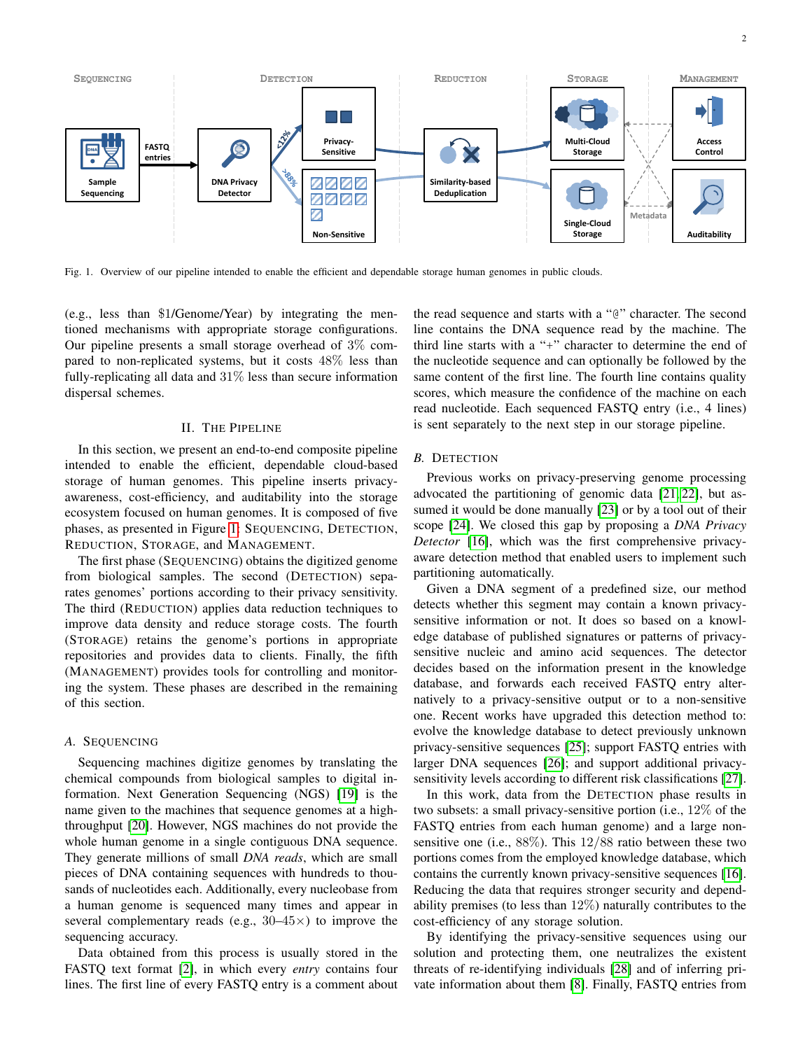Fig. 1. Overview of our pipeline intended to enable the efficient and dependable storage human genomes in public clouds.

(e.g., less than $1/Genome/Year) by integrating the mentioned mechanisms with appropriate storage configurations. Our pipeline presents a small storage overhead of 3% compared to non-replicated systems, but it costs 48% less than fully-replicating all data and 31% less than secure information dispersal schemes.

## II. The Pipeline

In this section, we present an end-to-end composite pipeline intended to enable the efficient, dependable cloud-based storage of human genomes. This pipeline inserts privacy-awareness, cost-efficiency, and auditability into the storage ecosystem focused on human genomes. It is composed of five phases, as presented in Figure 1: Sequencing, Detection, Reduction, Storage, and Management.

The first phase (Sequencing) obtains the digitized genome from biological samples. The second (Detection) separates genomes' portions according to their privacy sensitivity. The third (Reduction) applies data reduction techniques to improve data density and reduce storage costs. The fourth (Storage) retains the genome's portions in appropriate repositories and provides data to clients. Finally, the fifth (Management) provides tools for controlling and monitoring the system. These phases are described in the remaining of this section.

### A. Sequencing

Sequencing machines digitize genomes by translating the chemical compounds from biological samples to digital information. Next Generation Sequencing (NGS) [19] is the name given to the machines that sequence genomes at a high-throughput [20]. However, NGS machines do not provide the whole human genome in a single contiguous DNA sequence. They generate millions of small *DNA reads*, which are small pieces of DNA containing sequences with hundreds to thousands of nucleotides each. Additionally, every nucleobase from a human genome is sequenced many times and appear in several complementary reads (e.g., 30–45×) to improve the sequencing accuracy.

Data obtained from this process is usually stored in the FASTQ text format [2], in which every *entry* contains four lines. The first line of every FASTQ entry is a comment about the read sequence and starts with a "@" character. The second line contains the DNA sequence read by the machine. The third line starts with a "+" character to determine the end of the nucleotide sequence and can optionally be followed by the same content of the first line. The fourth line contains quality scores, which measure the confidence of the machine on each read nucleotide. Each sequenced FASTQ entry (i.e., 4 lines) is sent separately to the next step in our storage pipeline.

### B. Detection

Previous works on privacy-preserving genome processing advocated the partitioning of genomic data [21], [22], but assumed it would be done manually [23] or by a tool out of their scope [24]. We closed this gap by proposing a *DNA Privacy Detector* [16], which was the first comprehensive privacy-aware detection method that enabled users to implement such partitioning automatically.

Given a DNA segment of a predefined size, our method detects whether this segment may contain a known privacy-sensitive information or not. It does so based on a knowledge database of published signatures or patterns of privacy-sensitive nucleic and amino acid sequences. The detector decides based on the information present in the knowledge database, and forwards each received FASTQ entry alternatively to a privacy-sensitive output or to a non-sensitive one. Recent works have upgraded this detection method to: evolve the knowledge database to detect previously unknown privacy-sensitive sequences [25]; support FASTQ entries with larger DNA sequences [26]; and support additional privacy-sensitivity levels according to different risk classifications [27].

In this work, data from the Detection phase results in two subsets: a small privacy-sensitive portion (i.e., 12% of the FASTQ entries from each human genome) and a large non-sensitive one (i.e., 88%). This 12/88 ratio between these two portions comes from the employed knowledge database, which contains the currently known privacy-sensitive sequences [16]. Reducing the data that requires stronger security and dependability premises (to less than 12%) naturally contributes to the cost-efficiency of any storage solution.

By identifying the privacy-sensitive sequences using our solution and protecting them, one neutralizes the existent threats of re-identifying individuals [28] and of inferring private information about them [8]. Finally, FASTQ entries from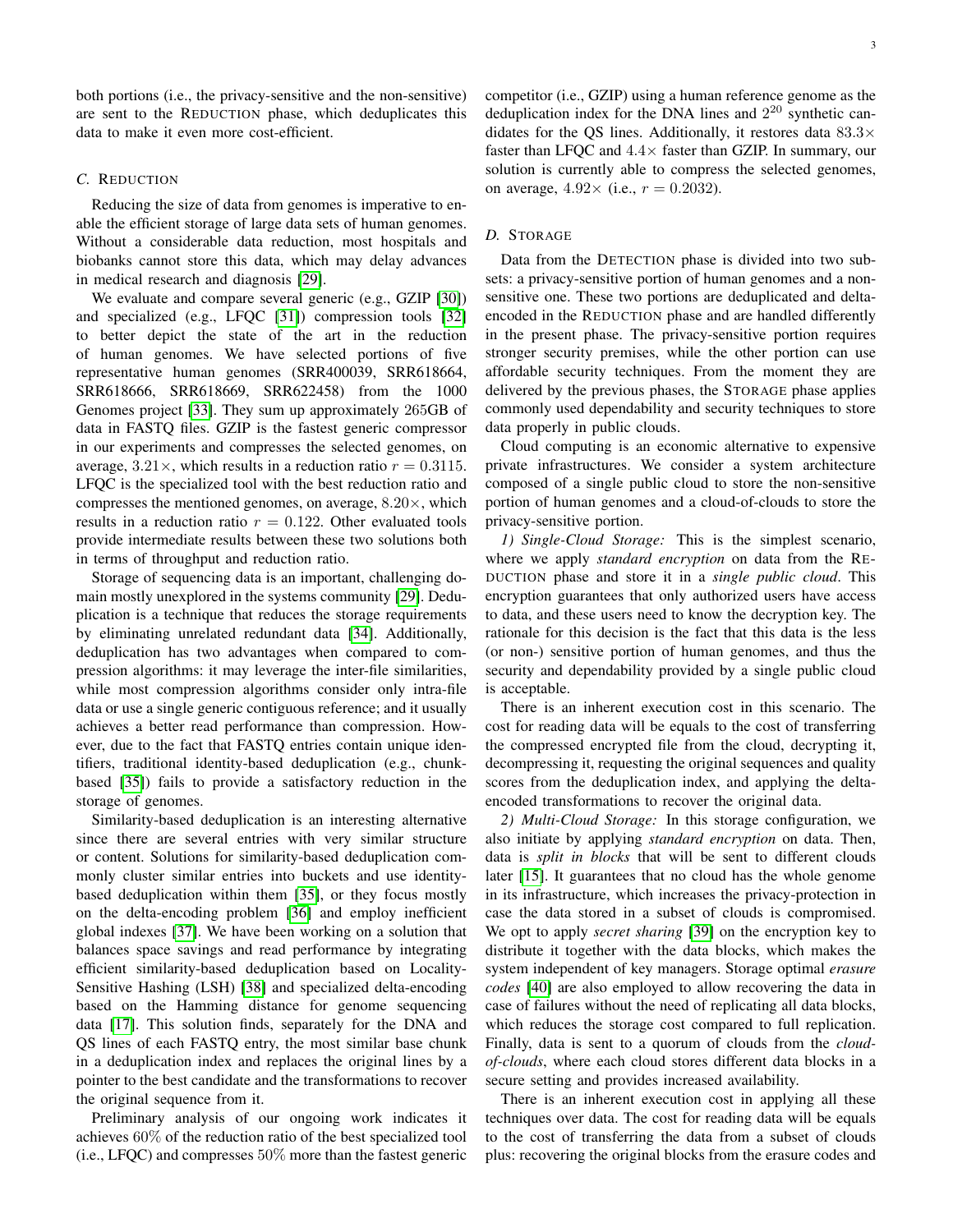both portions (i.e., the privacy-sensitive and the non-sensitive) are sent to the REDUCTION phase, which deduplicates this data to make it even more cost-efficient.

### *C.* REDUCTION

Reducing the size of data from genomes is imperative to enable the efficient storage of large data sets of human genomes. Without a considerable data reduction, most hospitals and biobanks cannot store this data, which may delay advances in medical research and diagnosis [29].

We evaluate and compare several generic (e.g., GZIP [30]) and specialized (e.g., LFQC [31]) compression tools [32] to better depict the state of the art in the reduction of human genomes. We have selected portions of five representative human genomes (SRR400039, SRR618664, SRR618666, SRR618669, SRR622458) from the 1000 Genomes project [33]. They sum up approximately 265GB of data in FASTQ files. GZIP is the fastest generic compressor in our experiments and compresses the selected genomes, on average, $3.21\times$, which results in a reduction ratio $r = 0.3115$. LFQC is the specialized tool with the best reduction ratio and compresses the mentioned genomes, on average, $8.20\times$, which results in a reduction ratio $r = 0.122$. Other evaluated tools provide intermediate results between these two solutions both in terms of throughput and reduction ratio.

Storage of sequencing data is an important, challenging domain mostly unexplored in the systems community [29]. Deduplication is a technique that reduces the storage requirements by eliminating unrelated redundant data [34]. Additionally, deduplication has two advantages when compared to compression algorithms: it may leverage the inter-file similarities, while most compression algorithms consider only intra-file data or use a single generic contiguous reference; and it usually achieves a better read performance than compression. However, due to the fact that FASTQ entries contain unique identifiers, traditional identity-based deduplication (e.g., chunk-based [35]) fails to provide a satisfactory reduction in the storage of genomes.

Similarity-based deduplication is an interesting alternative since there are several entries with very similar structure or content. Solutions for similarity-based deduplication commonly cluster similar entries into buckets and use identity-based deduplication within them [35], or they focus mostly on the delta-encoding problem [36] and employ inefficient global indexes [37]. We have been working on a solution that balances space savings and read performance by integrating efficient similarity-based deduplication based on Locality-Sensitive Hashing (LSH) [38] and specialized delta-encoding based on the Hamming distance for genome sequencing data [17]. This solution finds, separately for the DNA and QS lines of each FASTQ entry, the most similar base chunk in a deduplication index and replaces the original lines by a pointer to the best candidate and the transformations to recover the original sequence from it.

Preliminary analysis of our ongoing work indicates it achieves $60\%$ of the reduction ratio of the best specialized tool (i.e., LFQC) and compresses $50\%$ more than the fastest generic competitor (i.e., GZIP) using a human reference genome as the deduplication index for the DNA lines and $2^{20}$ synthetic candidates for the QS lines. Additionally, it restores data $83.3\times$ faster than LFQC and $4.4\times$ faster than GZIP. In summary, our solution is currently able to compress the selected genomes, on average, $4.92\times$ (i.e., $r = 0.2032$).

### *D.* STORAGE

Data from the DETECTION phase is divided into two subsets: a privacy-sensitive portion of human genomes and a non-sensitive one. These two portions are deduplicated and delta-encoded in the REDUCTION phase and are handled differently in the present phase. The privacy-sensitive portion requires stronger security premises, while the other portion can use affordable security techniques. From the moment they are delivered by the previous phases, the STORAGE phase applies commonly used dependability and security techniques to store data properly in public clouds.

Cloud computing is an economic alternative to expensive private infrastructures. We consider a system architecture composed of a single public cloud to store the non-sensitive portion of human genomes and a cloud-of-clouds to store the privacy-sensitive portion.

*1) Single-Cloud Storage:* This is the simplest scenario, where we apply *standard encryption* on data from the REDUCTION phase and store it in a *single public cloud*. This encryption guarantees that only authorized users have access to data, and these users need to know the decryption key. The rationale for this decision is the fact that this data is the less (or non-) sensitive portion of human genomes, and thus the security and dependability provided by a single public cloud is acceptable.

There is an inherent execution cost in this scenario. The cost for reading data will be equals to the cost of transferring the compressed encrypted file from the cloud, decrypting it, decompressing it, requesting the original sequences and quality scores from the deduplication index, and applying the delta-encoded transformations to recover the original data.

*2) Multi-Cloud Storage:* In this storage configuration, we also initiate by applying *standard encryption* on data. Then, data is *split in blocks* that will be sent to different clouds later [15]. It guarantees that no cloud has the whole genome in its infrastructure, which increases the privacy-protection in case the data stored in a subset of clouds is compromised. We opt to apply *secret sharing* [39] on the encryption key to distribute it together with the data blocks, which makes the system independent of key managers. Storage optimal *erasure codes* [40] are also employed to allow recovering the data in case of failures without the need of replicating all data blocks, which reduces the storage cost compared to full replication. Finally, data is sent to a quorum of clouds from the *cloud-of-clouds*, where each cloud stores different data blocks in a secure setting and provides increased availability.

There is an inherent execution cost in applying all these techniques over data. The cost for reading data will be equals to the cost of transferring the data from a subset of clouds plus: recovering the original blocks from the erasure codes and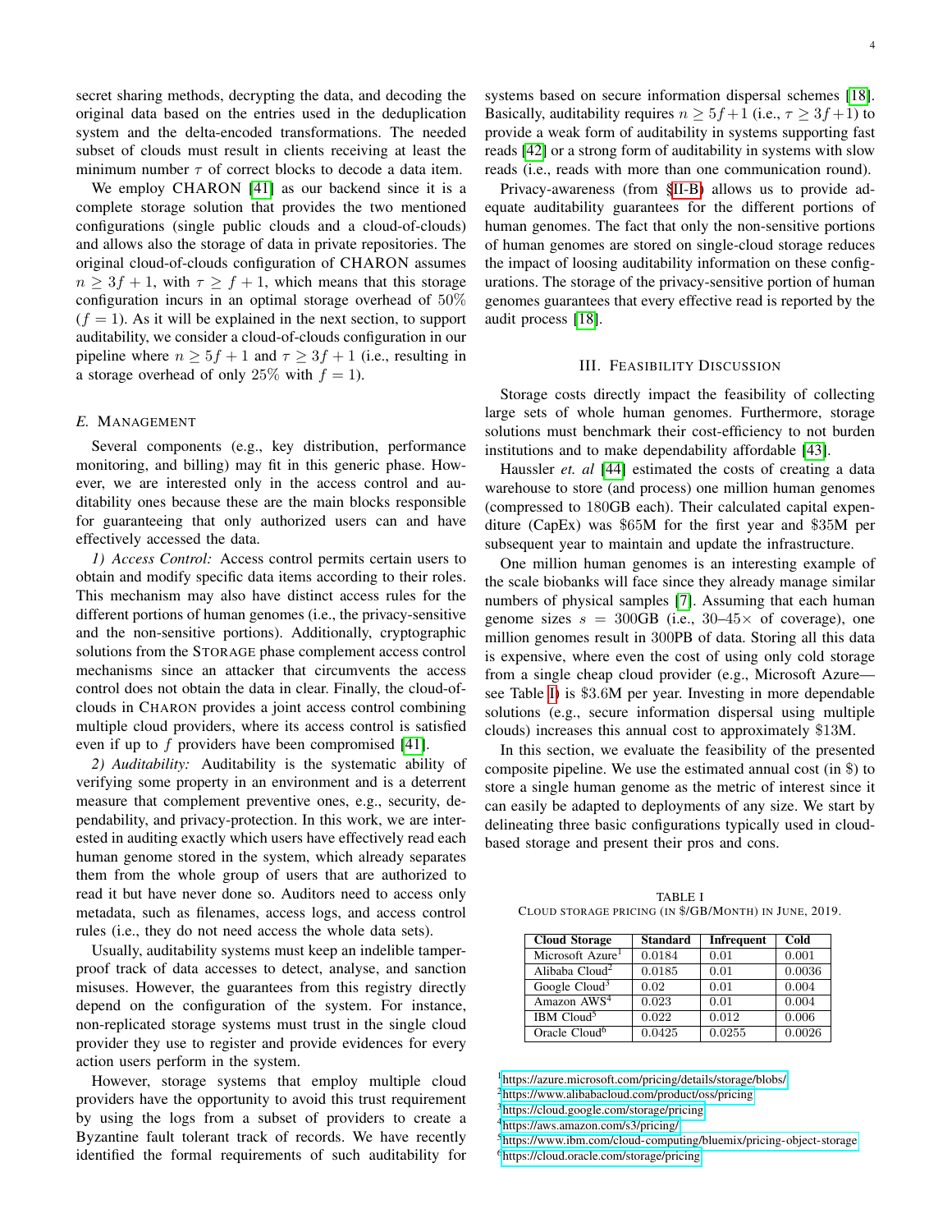secret sharing methods, decrypting the data, and decoding the original data based on the entries used in the deduplication system and the delta-encoded transformations. The needed subset of clouds must result in clients receiving at least the minimum number $\tau$ of correct blocks to decode a data item.

We employ CHARON [41] as our backend since it is a complete storage solution that provides the two mentioned configurations (single public clouds and a cloud-of-clouds) and allows also the storage of data in private repositories. The original cloud-of-clouds configuration of CHARON assumes $n \geq 3f+1$, with $\tau \geq f+1$, which means that this storage configuration incurs in an optimal storage overhead of $50\%$ ($f=1$). As it will be explained in the next section, to support auditability, we consider a cloud-of-clouds configuration in our pipeline where $n \geq 5f+1$ and $\tau \geq 3f+1$ (i.e., resulting in a storage overhead of only $25\%$ with $f=1$).

### *E.* Management

Several components (e.g., key distribution, performance monitoring, and billing) may fit in this generic phase. However, we are interested only in the access control and auditability ones because these are the main blocks responsible for guaranteeing that only authorized users can and have effectively accessed the data.

*1) Access Control:* Access control permits certain users to obtain and modify specific data items according to their roles. This mechanism may also have distinct access rules for the different portions of human genomes (i.e., the privacy-sensitive and the non-sensitive portions). Additionally, cryptographic solutions from the STORAGE phase complement access control mechanisms since an attacker that circumvents the access control does not obtain the data in clear. Finally, the cloud-of-clouds in CHARON provides a joint access control combining multiple cloud providers, where its access control is satisfied even if up to $f$ providers have been compromised [41].

*2) Auditability:* Auditability is the systematic ability of verifying some property in an environment and is a deterrent measure that complement preventive ones, e.g., security, dependability, and privacy-protection. In this work, we are interested in auditing exactly which users have effectively read each human genome stored in the system, which already separates them from the whole group of users that are authorized to read it but have never done so. Auditors need to access only metadata, such as filenames, access logs, and access control rules (i.e., they do not need access the whole data sets).

Usually, auditability systems must keep an indelible tamper-proof track of data accesses to detect, analyse, and sanction misuses. However, the guarantees from this registry directly depend on the configuration of the system. For instance, non-replicated storage systems must trust in the single cloud provider they use to register and provide evidences for every action users perform in the system.

However, storage systems that employ multiple cloud providers have the opportunity to avoid this trust requirement by using the logs from a subset of providers to create a Byzantine fault tolerant track of records. We have recently identified the formal requirements of such auditability for systems based on secure information dispersal schemes [18]. Basically, auditability requires $n \geq 5f+1$ (i.e., $\tau \geq 3f+1$) to provide a weak form of auditability in systems supporting fast reads [42] or a strong form of auditability in systems with slow reads (i.e., reads with more than one communication round).

Privacy-awareness (from §II-B) allows us to provide adequate auditability guarantees for the different portions of human genomes. The fact that only the non-sensitive portions of human genomes are stored on single-cloud storage reduces the impact of loosing auditability information on these configurations. The storage of the privacy-sensitive portion of human genomes guarantees that every effective read is reported by the audit process [18].

## III. Feasibility Discussion

Storage costs directly impact the feasibility of collecting large sets of whole human genomes. Furthermore, storage solutions must benchmark their cost-efficiency to not burden institutions and to make dependability affordable [43].

Haussler *et. al* [44] estimated the costs of creating a data warehouse to store (and process) one million human genomes (compressed to 180GB each). Their calculated capital expenditure (CapEx) was \$65M for the first year and \$35M per subsequent year to maintain and update the infrastructure.

One million human genomes is an interesting example of the scale biobanks will face since they already manage similar numbers of physical samples [7]. Assuming that each human genome sizes $s = 300$GB (i.e., 30–45$\times$ of coverage), one million genomes result in 300PB of data. Storing all this data is expensive, where even the cost of using only cold storage from a single cheap cloud provider (e.g., Microsoft Azure—see Table I) is \$3.6M per year. Investing in more dependable solutions (e.g., secure information dispersal using multiple clouds) increases this annual cost to approximately \$13M.

In this section, we evaluate the feasibility of the presented composite pipeline. We use the estimated annual cost (in \$) to store a single human genome as the metric of interest since it can easily be adapted to deployments of any size. We start by delineating three basic configurations typically used in cloud-based storage and present their pros and cons.

TABLE I
Cloud Storage Pricing (in \$/GB/Month) in June, 2019.

| Cloud Storage | Standard | Infrequent | Cold |
|---|---|---|---|
| Microsoft Azure[1] | 0.0184 | 0.01 | 0.001 |
| Alibaba Cloud[2] | 0.0185 | 0.01 | 0.0036 |
| Google Cloud[3] | 0.02 | 0.01 | 0.004 |
| Amazon AWS[4] | 0.023 | 0.01 | 0.004 |
| IBM Cloud[5] | 0.022 | 0.012 | 0.006 |
| Oracle Cloud[6] | 0.0425 | 0.0255 | 0.0026 |

[1] https://azure.microsoft.com/pricing/details/storage/blobs/
[2] https://www.alibabacloud.com/product/oss/pricing
[3] https://cloud.google.com/storage/pricing
[4] https://aws.amazon.com/s3/pricing/
[5] https://www.ibm.com/cloud-computing/bluemix/pricing-object-storage
[6] https://cloud.oracle.com/storage/pricing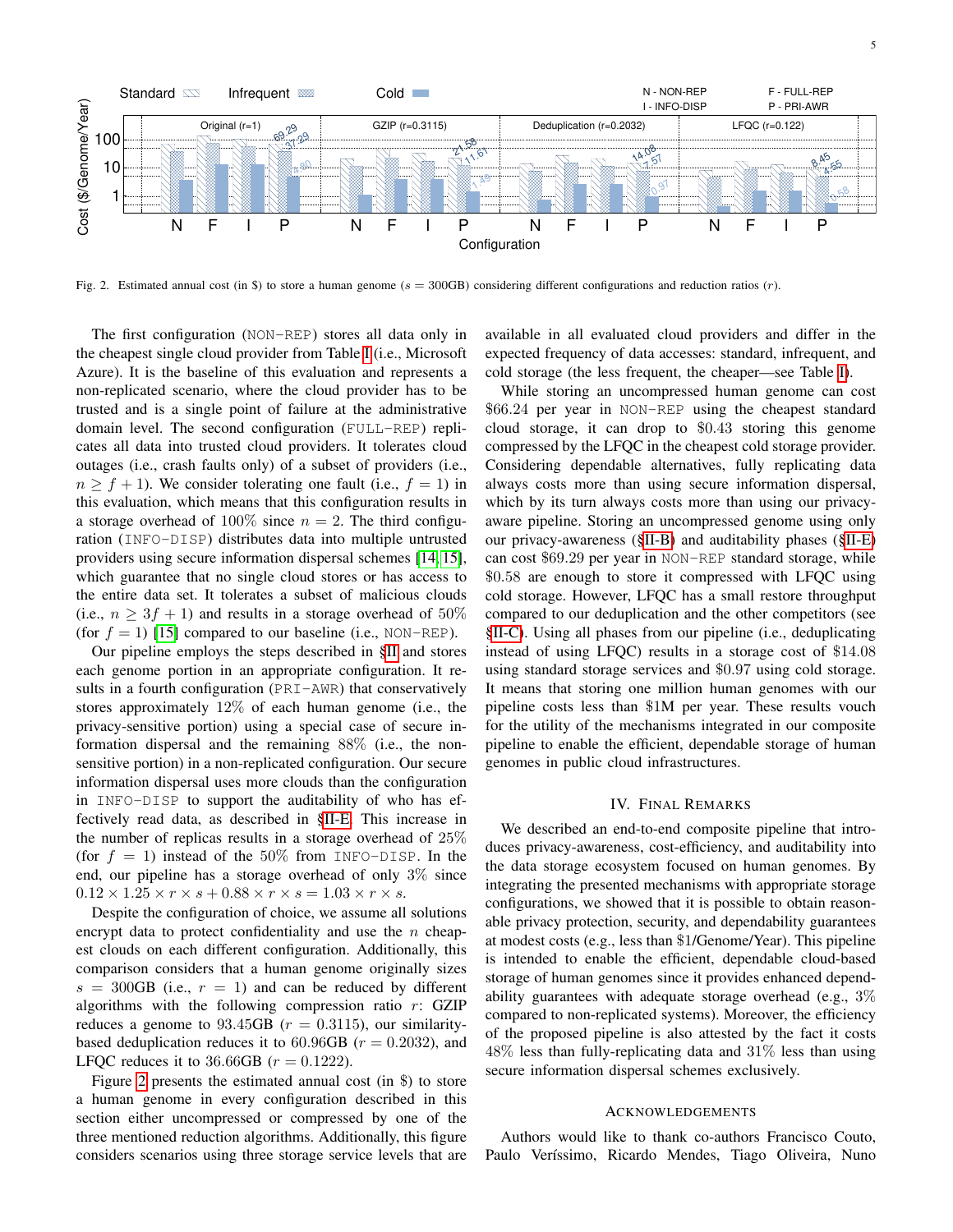Fig. 2. Estimated annual cost (in \$) to store a human genome ($s$ = 300GB) considering different configurations and reduction ratios ($r$).

The first configuration (NON-REP) stores all data only in the cheapest single cloud provider from Table I (i.e., Microsoft Azure). It is the baseline of this evaluation and represents a non-replicated scenario, where the cloud provider has to be trusted and is a single point of failure at the administrative domain level. The second configuration (FULL-REP) replicates all data into trusted cloud providers. It tolerates cloud outages (i.e., crash faults only) of a subset of providers (i.e., $n \geq f + 1$). We consider tolerating one fault (i.e., $f = 1$) in this evaluation, which means that this configuration results in a storage overhead of 100% since $n = 2$. The third configuration (INFO-DISP) distributes data into multiple untrusted providers using secure information dispersal schemes [14], [15], which guarantee that no single cloud stores or has access to the entire data set. It tolerates a subset of malicious clouds (i.e., $n \geq 3f + 1$) and results in a storage overhead of 50% (for $f = 1$) [15] compared to our baseline (i.e., NON-REP).

Our pipeline employs the steps described in §II and stores each genome portion in an appropriate configuration. It results in a fourth configuration (PRI-AWR) that conservatively stores approximately 12% of each human genome (i.e., the privacy-sensitive portion) using a special case of secure information dispersal and the remaining 88% (i.e., the non-sensitive portion) in a non-replicated configuration. Our secure information dispersal uses more clouds than the configuration in INFO-DISP to support the auditability of who has effectively read data, as described in §II-E. This increase in the number of replicas results in a storage overhead of 25% (for $f = 1$) instead of the 50% from INFO-DISP. In the end, our pipeline has a storage overhead of only 3% since $0.12 \times 1.25 \times r \times s + 0.88 \times r \times s = 1.03 \times r \times s$.

Despite the configuration of choice, we assume all solutions encrypt data to protect confidentiality and use the $n$ cheapest clouds on each different configuration. Additionally, this comparison considers that a human genome originally sizes $s$ = 300GB (i.e., $r = 1$) and can be reduced by different algorithms with the following compression ratio $r$: GZIP reduces a genome to 93.45GB ($r = 0.3115$), our similarity-based deduplication reduces it to 60.96GB ($r = 0.2032$), and LFQC reduces it to 36.66GB ($r = 0.1222$).

Figure 2 presents the estimated annual cost (in \$) to store a human genome in every configuration described in this section either uncompressed or compressed by one of the three mentioned reduction algorithms. Additionally, this figure considers scenarios using three storage service levels that are available in all evaluated cloud providers and differ in the expected frequency of data accesses: standard, infrequent, and cold storage (the less frequent, the cheaper—see Table I).

While storing an uncompressed human genome can cost \$66.24 per year in NON-REP using the cheapest standard cloud storage, it can drop to \$0.43 storing this genome compressed by the LFQC in the cheapest cold storage provider. Considering dependable alternatives, fully replicating data always costs more than using secure information dispersal, which by its turn always costs more than using our privacy-aware pipeline. Storing an uncompressed genome using only our privacy-awareness (§II-B) and auditability phases (§II-E) can cost \$69.29 per year in NON-REP standard storage, while \$0.58 are enough to store it compressed with LFQC using cold storage. However, LFQC has a small restore throughput compared to our deduplication and the other competitors (see §II-C). Using all phases from our pipeline (i.e., deduplicating instead of using LFQC) results in a storage cost of \$14.08 using standard storage services and \$0.97 using cold storage. It means that storing one million human genomes with our pipeline costs less than \$1M per year. These results vouch for the utility of the mechanisms integrated in our composite pipeline to enable the efficient, dependable storage of human genomes in public cloud infrastructures.

## IV. Final Remarks

We described an end-to-end composite pipeline that introduces privacy-awareness, cost-efficiency, and auditability into the data storage ecosystem focused on human genomes. By integrating the presented mechanisms with appropriate storage configurations, we showed that it is possible to obtain reasonable privacy protection, security, and dependability guarantees at modest costs (e.g., less than \$1/Genome/Year). This pipeline is intended to enable the efficient, dependable cloud-based storage of human genomes since it provides enhanced dependability guarantees with adequate storage overhead (e.g., 3% compared to non-replicated systems). Moreover, the efficiency of the proposed pipeline is also attested by the fact it costs 48% less than fully-replicating data and 31% less than using secure information dispersal schemes exclusively.

## Acknowledgements

Authors would like to thank co-authors Francisco Couto, Paulo Veríssimo, Ricardo Mendes, Tiago Oliveira, Nuno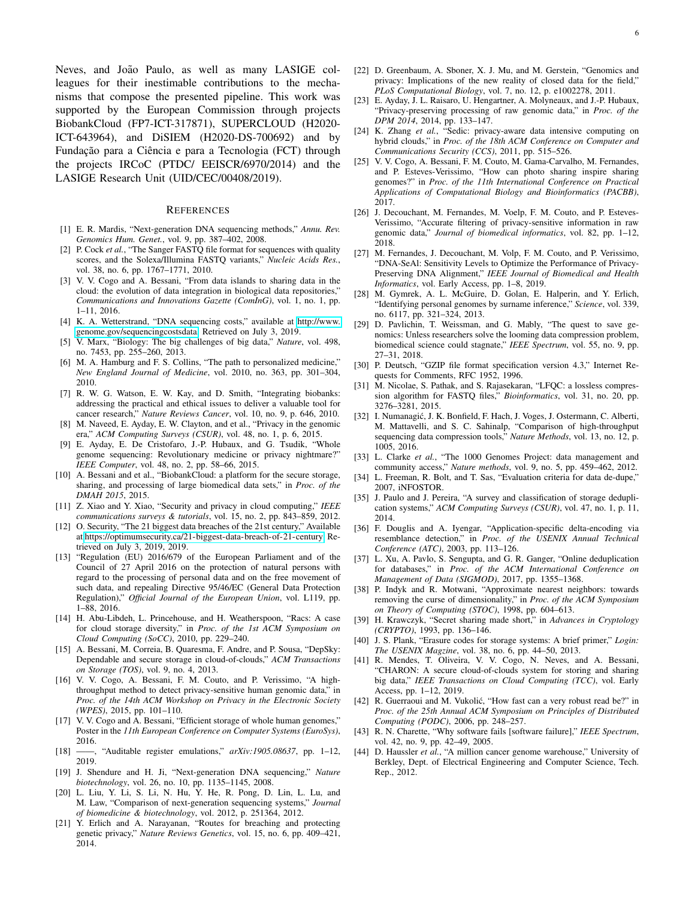Neves, and João Paulo, as well as many LASIGE colleagues for their inestimable contributions to the mechanisms that compose the presented pipeline. This work was supported by the European Commission through projects BiobankCloud (FP7-ICT-317871), SUPERCLOUD (H2020-ICT-643964), and DiSIEM (H2020-DS-700692) and by Fundação para a Ciência e para a Tecnologia (FCT) through the projects IRCoC (PTDC/ EEISCR/6970/2014) and the LASIGE Research Unit (UID/CEC/00408/2019).

## References

[1] E. R. Mardis, "Next-generation DNA sequencing methods," *Annu. Rev. Genomics Hum. Genet.*, vol. 9, pp. 387–402, 2008.

[2] P. Cock *et al.*, "The Sanger FASTQ file format for sequences with quality scores, and the Solexa/Illumina FASTQ variants," *Nucleic Acids Res.*, vol. 38, no. 6, pp. 1767–1771, 2010.

[3] V. V. Cogo and A. Bessani, "From data islands to sharing data in the cloud: the evolution of data integration in biological data repositories," *Communications and Innovations Gazette (ComInG)*, vol. 1, no. 1, pp. 1–11, 2016.

[4] K. A. Wetterstrand, "DNA sequencing costs," available at http://www.genome.gov/sequencingcostsdata. Retrieved on July 3, 2019.

[5] V. Marx, "Biology: The big challenges of big data," *Nature*, vol. 498, no. 7453, pp. 255–260, 2013.

[6] M. A. Hamburg and F. S. Collins, "The path to personalized medicine," *New England Journal of Medicine*, vol. 2010, no. 363, pp. 301–304, 2010.

[7] R. W. G. Watson, E. W. Kay, and D. Smith, "Integrating biobanks: addressing the practical and ethical issues to deliver a valuable tool for cancer research," *Nature Reviews Cancer*, vol. 10, no. 9, p. 646, 2010.

[8] M. Naveed, E. Ayday, E. W. Clayton, and et al., "Privacy in the genomic era," *ACM Computing Surveys (CSUR)*, vol. 48, no. 1, p. 6, 2015.

[9] E. Ayday, E. De Cristofaro, J.-P. Hubaux, and G. Tsudik, "Whole genome sequencing: Revolutionary medicine or privacy nightmare?" *IEEE Computer*, vol. 48, no. 2, pp. 58–66, 2015.

[10] A. Bessani and et al., "BiobankCloud: a platform for the secure storage, sharing, and processing of large biomedical data sets," in *Proc. of the DMAH 2015*, 2015.

[11] Z. Xiao and Y. Xiao, "Security and privacy in cloud computing," *IEEE communications surveys & tutorials*, vol. 15, no. 2, pp. 843–859, 2012.

[12] O. Security, "The 21 biggest data breaches of the 21st century," Available at https://optimumsecurity.ca/21-biggest-data-breach-of-21-century. Retrieved on July 3, 2019, 2019.

[13] "Regulation (EU) 2016/679 of the European Parliament and of the Council of 27 April 2016 on the protection of natural persons with regard to the processing of personal data and on the free movement of such data, and repealing Directive 95/46/EC (General Data Protection Regulation)," *Official Journal of the European Union*, vol. L119, pp. 1–88, 2016.

[14] H. Abu-Libdeh, L. Princehouse, and H. Weatherspoon, "Racs: A case for cloud storage diversity," in *Proc. of the 1st ACM Symposium on Cloud Computing (SoCC)*, 2010, pp. 229–240.

[15] A. Bessani, M. Correia, B. Quaresma, F. Andre, and P. Sousa, "DepSky: Dependable and secure storage in cloud-of-clouds," *ACM Transactions on Storage (TOS)*, vol. 9, no. 4, 2013.

[16] V. V. Cogo, A. Bessani, F. M. Couto, and P. Verissimo, "A high-throughput method to detect privacy-sensitive human genomic data," in *Proc. of the 14th ACM Workshop on Privacy in the Electronic Society (WPES)*, 2015, pp. 101–110.

[17] V. V. Cogo and A. Bessani, "Efficient storage of whole human genomes," Poster in the *11th European Conference on Computer Systems (EuroSys)*, 2016.

[18] ——, "Auditable register emulations," *arXiv:1905.08637*, pp. 1–12, 2019.

[19] J. Shendure and H. Ji, "Next-generation DNA sequencing," *Nature biotechnology*, vol. 26, no. 10, pp. 1135–1145, 2008.

[20] L. Liu, Y. Li, S. Li, N. Hu, Y. He, R. Pong, D. Lin, L. Lu, and M. Law, "Comparison of next-generation sequencing systems," *Journal of biomedicine & biotechnology*, vol. 2012, p. 251364, 2012.

[21] Y. Erlich and A. Narayanan, "Routes for breaching and protecting genetic privacy," *Nature Reviews Genetics*, vol. 15, no. 6, pp. 409–421, 2014.

[22] D. Greenbaum, A. Sboner, X. J. Mu, and M. Gerstein, "Genomics and privacy: Implications of the new reality of closed data for the field," *PLoS Computational Biology*, vol. 7, no. 12, p. e1002278, 2011.

[23] E. Ayday, J. L. Raisaro, U. Hengartner, A. Molyneaux, and J.-P. Hubaux, "Privacy-preserving processing of raw genomic data," in *Proc. of the DPM 2014*, 2014, pp. 133–147.

[24] K. Zhang *et al.*, "Sedic: privacy-aware data intensive computing on hybrid clouds," in *Proc. of the 18th ACM Conference on Computer and Communications Security (CCS)*, 2011, pp. 515–526.

[25] V. V. Cogo, A. Bessani, F. M. Couto, M. Gama-Carvalho, M. Fernandes, and P. Esteves-Verissimo, "How can photo sharing inspire sharing genomes?" in *Proc. of the 11th International Conference on Practical Applications of Computational Biology and Bioinformatics (PACBB)*, 2017.

[26] J. Decouchant, M. Fernandes, M. Voelp, F. M. Couto, and P. Esteves-Verissimo, "Accurate filtering of privacy-sensitive information in raw genomic data," *Journal of biomedical informatics*, vol. 82, pp. 1–12, 2018.

[27] M. Fernandes, J. Decouchant, M. Volp, F. M. Couto, and P. Verissimo, "DNA-SeAl: Sensitivity Levels to Optimize the Performance of Privacy-Preserving DNA Alignment," *IEEE Journal of Biomedical and Health Informatics*, vol. Early Access, pp. 1–8, 2019.

[28] M. Gymrek, A. L. McGuire, D. Golan, E. Halperin, and Y. Erlich, "Identifying personal genomes by surname inference," *Science*, vol. 339, no. 6117, pp. 321–324, 2013.

[29] D. Pavlichin, T. Weissman, and G. Mably, "The quest to save genomics: Unless researchers solve the looming data compression problem, biomedical science could stagnate," *IEEE Spectrum*, vol. 55, no. 9, pp. 27–31, 2018.

[30] P. Deutsch, "GZIP file format specification version 4.3," Internet Requests for Comments, RFC 1952, 1996.

[31] M. Nicolae, S. Pathak, and S. Rajasekaran, "LFQC: a lossless compression algorithm for FASTQ files," *Bioinformatics*, vol. 31, no. 20, pp. 3276–3281, 2015.

[32] I. Numanagić, J. K. Bonfield, F. Hach, J. Voges, J. Ostermann, C. Alberti, M. Mattavelli, and S. C. Sahinalp, "Comparison of high-throughput sequencing data compression tools," *Nature Methods*, vol. 13, no. 12, p. 1005, 2016.

[33] L. Clarke *et al.*, "The 1000 Genomes Project: data management and community access," *Nature methods*, vol. 9, no. 5, pp. 459–462, 2012.

[34] L. Freeman, R. Bolt, and T. Sas, "Evaluation criteria for data de-dupe," 2007, iNFOSTOR.

[35] J. Paulo and J. Pereira, "A survey and classification of storage deduplication systems," *ACM Computing Surveys (CSUR)*, vol. 47, no. 1, p. 11, 2014.

[36] F. Douglis and A. Iyengar, "Application-specific delta-encoding via resemblance detection," in *Proc. of the USENIX Annual Technical Conference (ATC)*, 2003, pp. 113–126.

[37] L. Xu, A. Pavlo, S. Sengupta, and G. R. Ganger, "Online deduplication for databases," in *Proc. of the ACM International Conference on Management of Data (SIGMOD)*, 2017, pp. 1355–1368.

[38] P. Indyk and R. Motwani, "Approximate nearest neighbors: towards removing the curse of dimensionality," in *Proc. of the ACM Symposium on Theory of Computing (STOC)*, 1998, pp. 604–613.

[39] H. Krawczyk, "Secret sharing made short," in *Advances in Cryptology (CRYPTO)*, 1993, pp. 136–146.

[40] J. S. Plank, "Erasure codes for storage systems: A brief primer," *Login: The USENIX Magzine*, vol. 38, no. 6, pp. 44–50, 2013.

[41] R. Mendes, T. Oliveira, V. V. Cogo, N. Neves, and A. Bessani, "CHARON: A secure cloud-of-clouds system for storing and sharing big data," *IEEE Transactions on Cloud Computing (TCC)*, vol. Early Access, pp. 1–12, 2019.

[42] R. Guerraoui and M. Vukolić, "How fast can a very robust read be?" in *Proc. of the 25th Annual ACM Symposium on Principles of Distributed Computing (PODC)*, 2006, pp. 248–257.

[43] R. N. Charette, "Why software fails [software failure]," *IEEE Spectrum*, vol. 42, no. 9, pp. 42–49, 2005.

[44] D. Haussler *et al.*, "A million cancer genome warehouse," University of Berkley, Dept. of Electrical Engineering and Computer Science, Tech. Rep., 2012.